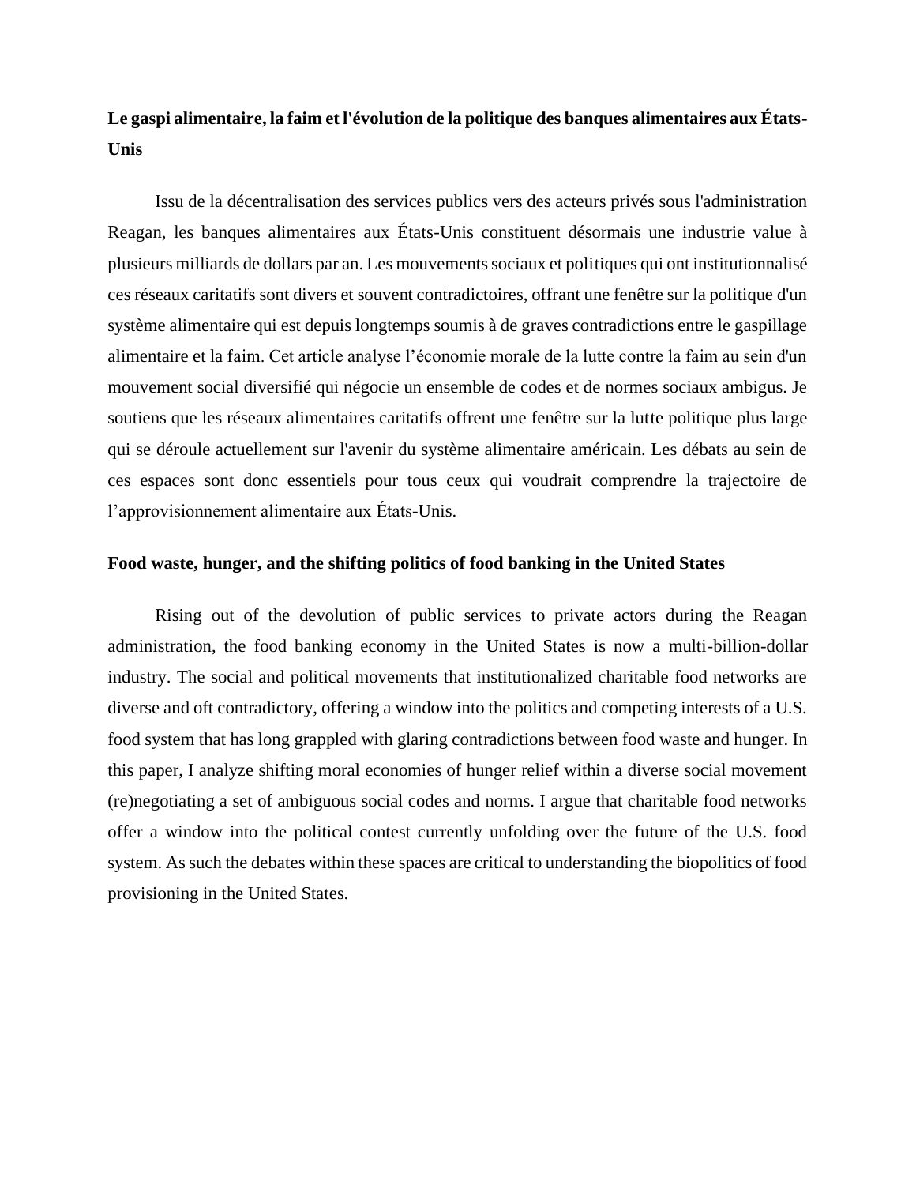**Le gaspi alimentaire, la faim et l'évolution de la politique des banques alimentaires aux États-Unis**

Issu de la décentralisation des services publics vers des acteurs privés sous l'administration Reagan, les banques alimentaires aux États-Unis constituent désormais une industrie value à plusieurs milliards de dollars par an. Les mouvements sociaux et politiques qui ont institutionnalisé ces réseaux caritatifs sont divers et souvent contradictoires, offrant une fenêtre sur la politique d'un système alimentaire qui est depuis longtemps soumis à de graves contradictions entre le gaspillage alimentaire et la faim. Cet article analyse l'économie morale de la lutte contre la faim au sein d'un mouvement social diversifié qui négocie un ensemble de codes et de normes sociaux ambigus. Je soutiens que les réseaux alimentaires caritatifs offrent une fenêtre sur la lutte politique plus large qui se déroule actuellement sur l'avenir du système alimentaire américain. Les débats au sein de ces espaces sont donc essentiels pour tous ceux qui voudrait comprendre la trajectoire de l'approvisionnement alimentaire aux États-Unis.

**Food waste, hunger, and the shifting politics of food banking in the United States**

Rising out of the devolution of public services to private actors during the Reagan administration, the food banking economy in the United States is now a multi-billion-dollar industry. The social and political movements that institutionalized charitable food networks are diverse and oft contradictory, offering a window into the politics and competing interests of a U.S. food system that has long grappled with glaring contradictions between food waste and hunger. In this paper, I analyze shifting moral economies of hunger relief within a diverse social movement (re)negotiating a set of ambiguous social codes and norms. I argue that charitable food networks offer a window into the political contest currently unfolding over the future of the U.S. food system. As such the debates within these spaces are critical to understanding the biopolitics of food provisioning in the United States.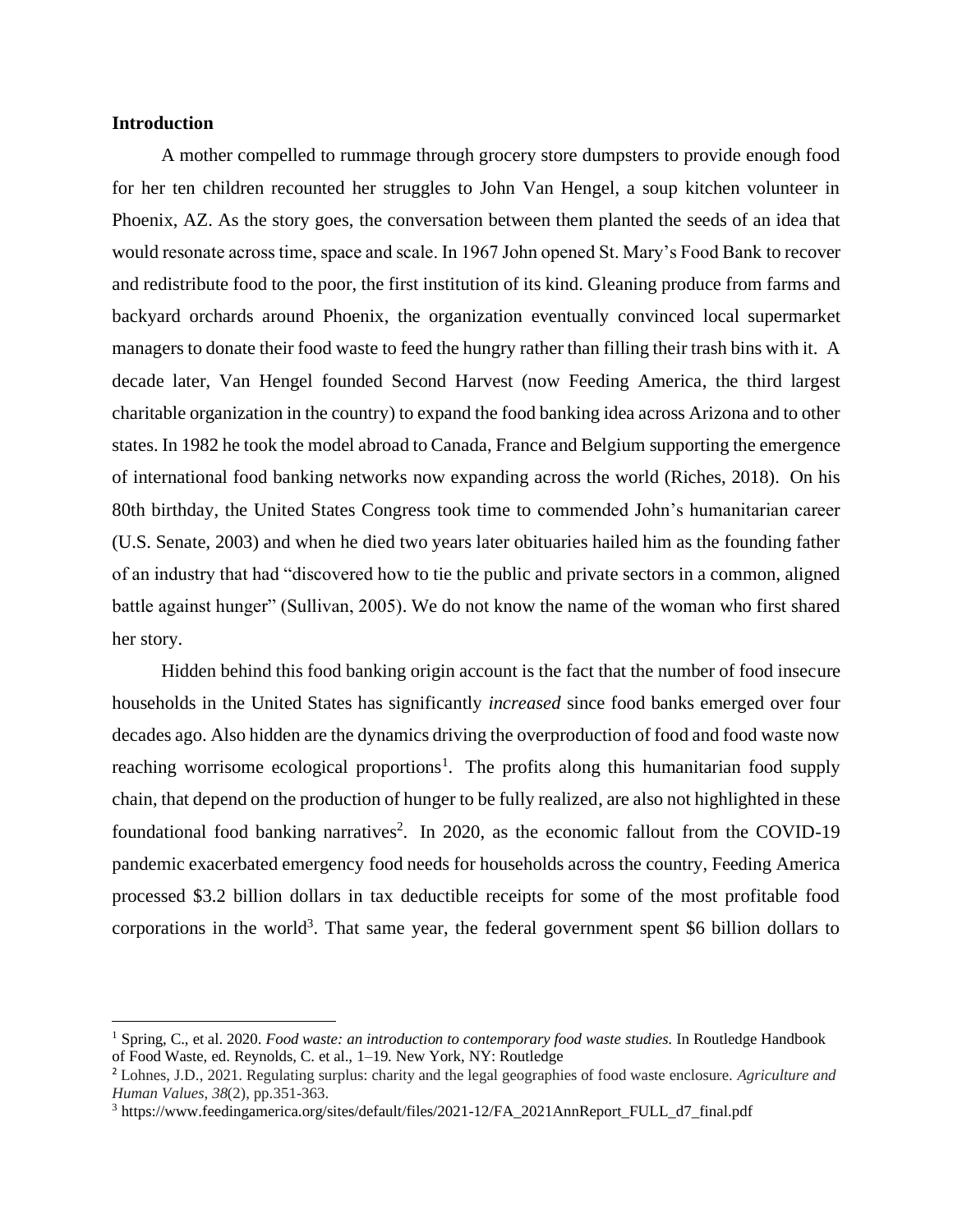**Introduction**

A mother compelled to rummage through grocery store dumpsters to provide enough food for her ten children recounted her struggles to John Van Hengel, a soup kitchen volunteer in Phoenix, AZ. As the story goes, the conversation between them planted the seeds of an idea that would resonate across time, space and scale. In 1967 John opened St. Mary's Food Bank to recover and redistribute food to the poor, the first institution of its kind. Gleaning produce from farms and backyard orchards around Phoenix, the organization eventually convinced local supermarket managers to donate their food waste to feed the hungry rather than filling their trash bins with it. A decade later, Van Hengel founded Second Harvest (now Feeding America, the third largest charitable organization in the country) to expand the food banking idea across Arizona and to other states. In 1982 he took the model abroad to Canada, France and Belgium supporting the emergence of international food banking networks now expanding across the world (Riches, 2018). On his 80th birthday, the United States Congress took time to commended John's humanitarian career (U.S. Senate, 2003) and when he died two years later obituaries hailed him as the founding father of an industry that had "discovered how to tie the public and private sectors in a common, aligned battle against hunger" (Sullivan, 2005). We do not know the name of the woman who first shared her story.

Hidden behind this food banking origin account is the fact that the number of food insecure households in the United States has significantly *increased* since food banks emerged over four decades ago. Also hidden are the dynamics driving the overproduction of food and food waste now reaching worrisome ecological proportions[1]. The profits along this humanitarian food supply chain, that depend on the production of hunger to be fully realized, are also not highlighted in these foundational food banking narratives[2]. In 2020, as the economic fallout from the COVID-19 pandemic exacerbated emergency food needs for households across the country, Feeding America processed $3.2 billion dollars in tax deductible receipts for some of the most profitable food corporations in the world[3]. That same year, the federal government spent $6 billion dollars to

[1] Spring, C., et al. 2020. *Food waste: an introduction to contemporary food waste studies.* In Routledge Handbook of Food Waste, ed. Reynolds, C. et al., 1–19. New York, NY: Routledge

[2] Lohnes, J.D., 2021. Regulating surplus: charity and the legal geographies of food waste enclosure. *Agriculture and Human Values*, *38*(2), pp.351-363.

[3] https://www.feedingamerica.org/sites/default/files/2021-12/FA_2021AnnReport_FULL_d7_final.pdf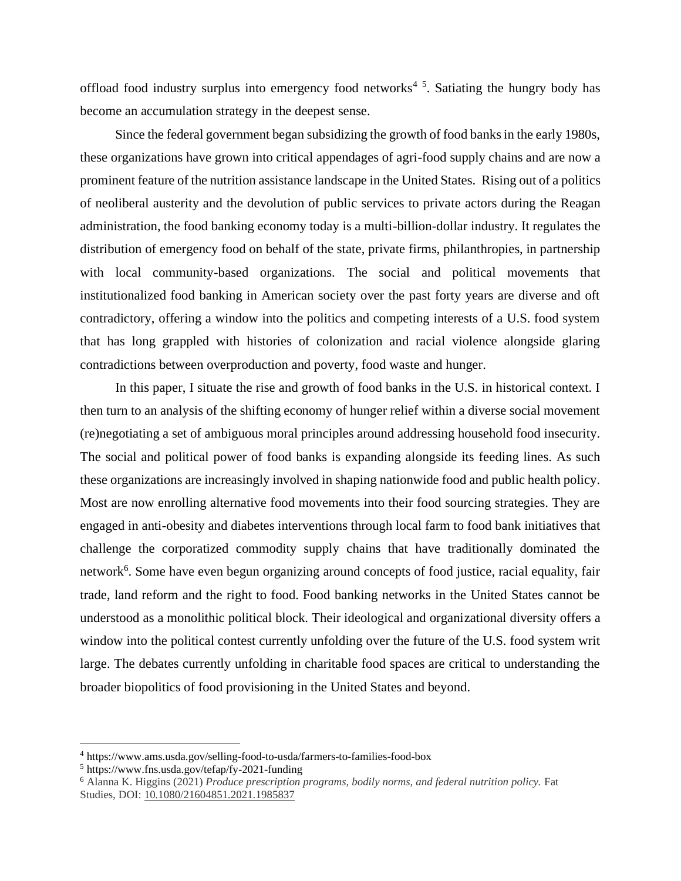offload food industry surplus into emergency food networks[4] [5]. Satiating the hungry body has become an accumulation strategy in the deepest sense.

Since the federal government began subsidizing the growth of food banks in the early 1980s, these organizations have grown into critical appendages of agri-food supply chains and are now a prominent feature of the nutrition assistance landscape in the United States. Rising out of a politics of neoliberal austerity and the devolution of public services to private actors during the Reagan administration, the food banking economy today is a multi-billion-dollar industry. It regulates the distribution of emergency food on behalf of the state, private firms, philanthropies, in partnership with local community-based organizations. The social and political movements that institutionalized food banking in American society over the past forty years are diverse and oft contradictory, offering a window into the politics and competing interests of a U.S. food system that has long grappled with histories of colonization and racial violence alongside glaring contradictions between overproduction and poverty, food waste and hunger.

In this paper, I situate the rise and growth of food banks in the U.S. in historical context. I then turn to an analysis of the shifting economy of hunger relief within a diverse social movement (re)negotiating a set of ambiguous moral principles around addressing household food insecurity. The social and political power of food banks is expanding alongside its feeding lines. As such these organizations are increasingly involved in shaping nationwide food and public health policy. Most are now enrolling alternative food movements into their food sourcing strategies. They are engaged in anti-obesity and diabetes interventions through local farm to food bank initiatives that challenge the corporatized commodity supply chains that have traditionally dominated the network[6]. Some have even begun organizing around concepts of food justice, racial equality, fair trade, land reform and the right to food. Food banking networks in the United States cannot be understood as a monolithic political block. Their ideological and organizational diversity offers a window into the political contest currently unfolding over the future of the U.S. food system writ large. The debates currently unfolding in charitable food spaces are critical to understanding the broader biopolitics of food provisioning in the United States and beyond.

---

[4] https://www.ams.usda.gov/selling-food-to-usda/farmers-to-families-food-box

[5] https://www.fns.usda.gov/tefap/fy-2021-funding

[6] Alanna K. Higgins (2021) *Produce prescription programs, bodily norms, and federal nutrition policy.* Fat Studies, DOI: 10.1080/21604851.2021.1985837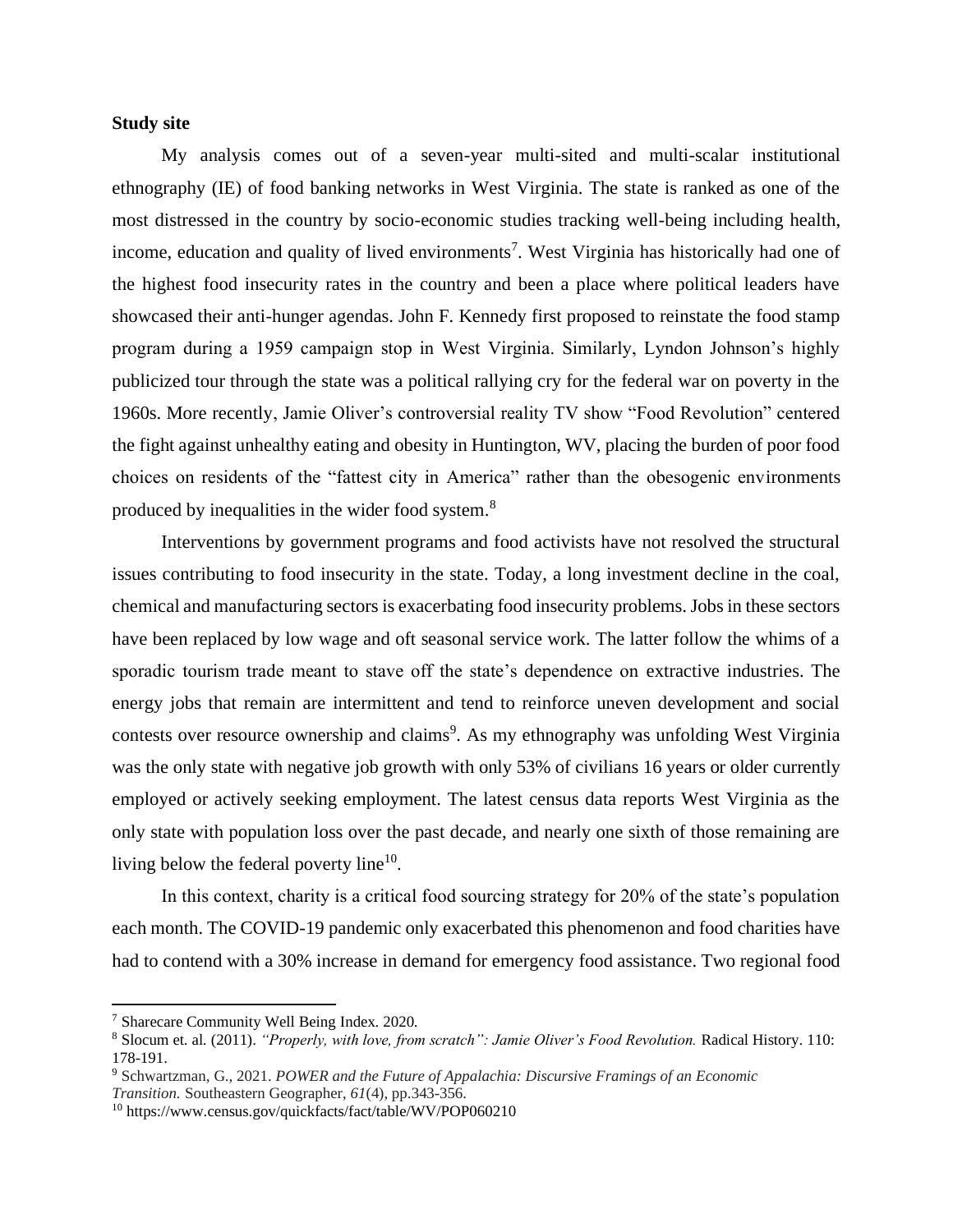**Study site**

My analysis comes out of a seven-year multi-sited and multi-scalar institutional ethnography (IE) of food banking networks in West Virginia. The state is ranked as one of the most distressed in the country by socio-economic studies tracking well-being including health, income, education and quality of lived environments[7]. West Virginia has historically had one of the highest food insecurity rates in the country and been a place where political leaders have showcased their anti-hunger agendas. John F. Kennedy first proposed to reinstate the food stamp program during a 1959 campaign stop in West Virginia. Similarly, Lyndon Johnson's highly publicized tour through the state was a political rallying cry for the federal war on poverty in the 1960s. More recently, Jamie Oliver's controversial reality TV show "Food Revolution" centered the fight against unhealthy eating and obesity in Huntington, WV, placing the burden of poor food choices on residents of the "fattest city in America" rather than the obesogenic environments produced by inequalities in the wider food system.[8]

Interventions by government programs and food activists have not resolved the structural issues contributing to food insecurity in the state. Today, a long investment decline in the coal, chemical and manufacturing sectors is exacerbating food insecurity problems. Jobs in these sectors have been replaced by low wage and oft seasonal service work. The latter follow the whims of a sporadic tourism trade meant to stave off the state's dependence on extractive industries. The energy jobs that remain are intermittent and tend to reinforce uneven development and social contests over resource ownership and claims[9]. As my ethnography was unfolding West Virginia was the only state with negative job growth with only 53% of civilians 16 years or older currently employed or actively seeking employment. The latest census data reports West Virginia as the only state with population loss over the past decade, and nearly one sixth of those remaining are living below the federal poverty line[10].

In this context, charity is a critical food sourcing strategy for 20% of the state's population each month. The COVID-19 pandemic only exacerbated this phenomenon and food charities have had to contend with a 30% increase in demand for emergency food assistance. Two regional food

---

[7] Sharecare Community Well Being Index. 2020.

[8] Slocum et. al. (2011). *"Properly, with love, from scratch": Jamie Oliver's Food Revolution.* Radical History. 110: 178-191.

[9] Schwartzman, G., 2021. *POWER and the Future of Appalachia: Discursive Framings of an Economic Transition.* Southeastern Geographer, *61*(4), pp.343-356.

[10] https://www.census.gov/quickfacts/fact/table/WV/POP060210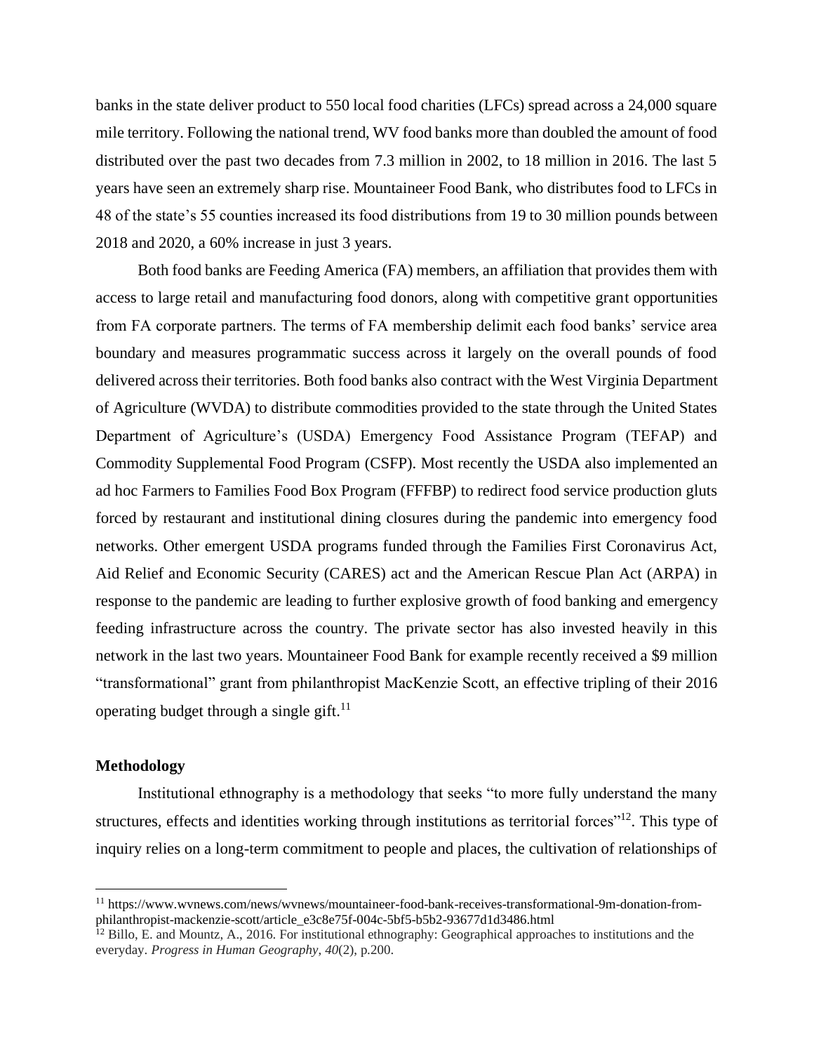banks in the state deliver product to 550 local food charities (LFCs) spread across a 24,000 square mile territory. Following the national trend, WV food banks more than doubled the amount of food distributed over the past two decades from 7.3 million in 2002, to 18 million in 2016. The last 5 years have seen an extremely sharp rise. Mountaineer Food Bank, who distributes food to LFCs in 48 of the state's 55 counties increased its food distributions from 19 to 30 million pounds between 2018 and 2020, a 60% increase in just 3 years.

Both food banks are Feeding America (FA) members, an affiliation that provides them with access to large retail and manufacturing food donors, along with competitive grant opportunities from FA corporate partners. The terms of FA membership delimit each food banks' service area boundary and measures programmatic success across it largely on the overall pounds of food delivered across their territories. Both food banks also contract with the West Virginia Department of Agriculture (WVDA) to distribute commodities provided to the state through the United States Department of Agriculture's (USDA) Emergency Food Assistance Program (TEFAP) and Commodity Supplemental Food Program (CSFP). Most recently the USDA also implemented an ad hoc Farmers to Families Food Box Program (FFFBP) to redirect food service production gluts forced by restaurant and institutional dining closures during the pandemic into emergency food networks. Other emergent USDA programs funded through the Families First Coronavirus Act, Aid Relief and Economic Security (CARES) act and the American Rescue Plan Act (ARPA) in response to the pandemic are leading to further explosive growth of food banking and emergency feeding infrastructure across the country. The private sector has also invested heavily in this network in the last two years. Mountaineer Food Bank for example recently received a $9 million "transformational" grant from philanthropist MacKenzie Scott, an effective tripling of their 2016 operating budget through a single gift.[11]

## Methodology

Institutional ethnography is a methodology that seeks "to more fully understand the many structures, effects and identities working through institutions as territorial forces"[12]. This type of inquiry relies on a long-term commitment to people and places, the cultivation of relationships of

---

[11] https://www.wvnews.com/news/wvnews/mountaineer-food-bank-receives-transformational-9m-donation-from-philanthropist-mackenzie-scott/article_e3c8e75f-004c-5bf5-b5b2-93677d1d3486.html

[12] Billo, E. and Mountz, A., 2016. For institutional ethnography: Geographical approaches to institutions and the everyday. *Progress in Human Geography*, *40*(2), p.200.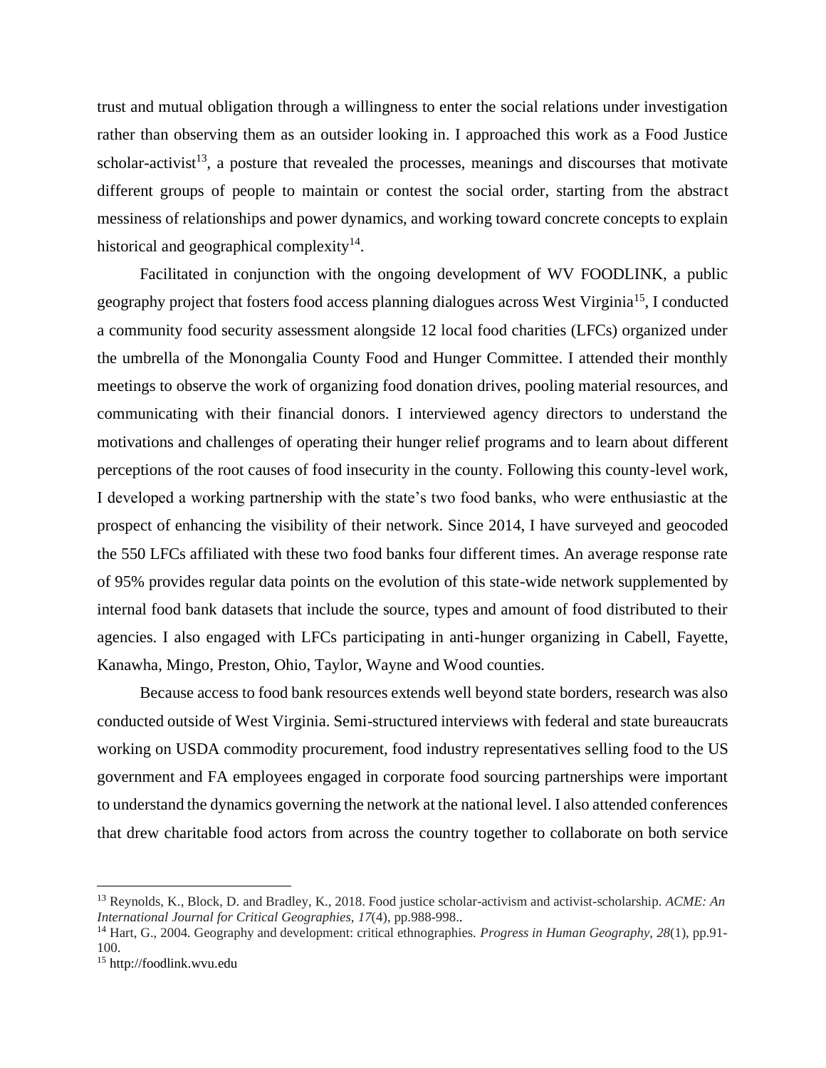trust and mutual obligation through a willingness to enter the social relations under investigation rather than observing them as an outsider looking in. I approached this work as a Food Justice scholar-activist[13], a posture that revealed the processes, meanings and discourses that motivate different groups of people to maintain or contest the social order, starting from the abstract messiness of relationships and power dynamics, and working toward concrete concepts to explain historical and geographical complexity[14].

Facilitated in conjunction with the ongoing development of WV FOODLINK, a public geography project that fosters food access planning dialogues across West Virginia[15], I conducted a community food security assessment alongside 12 local food charities (LFCs) organized under the umbrella of the Monongalia County Food and Hunger Committee. I attended their monthly meetings to observe the work of organizing food donation drives, pooling material resources, and communicating with their financial donors. I interviewed agency directors to understand the motivations and challenges of operating their hunger relief programs and to learn about different perceptions of the root causes of food insecurity in the county. Following this county-level work, I developed a working partnership with the state's two food banks, who were enthusiastic at the prospect of enhancing the visibility of their network. Since 2014, I have surveyed and geocoded the 550 LFCs affiliated with these two food banks four different times. An average response rate of 95% provides regular data points on the evolution of this state-wide network supplemented by internal food bank datasets that include the source, types and amount of food distributed to their agencies. I also engaged with LFCs participating in anti-hunger organizing in Cabell, Fayette, Kanawha, Mingo, Preston, Ohio, Taylor, Wayne and Wood counties.

Because access to food bank resources extends well beyond state borders, research was also conducted outside of West Virginia. Semi-structured interviews with federal and state bureaucrats working on USDA commodity procurement, food industry representatives selling food to the US government and FA employees engaged in corporate food sourcing partnerships were important to understand the dynamics governing the network at the national level. I also attended conferences that drew charitable food actors from across the country together to collaborate on both service

---

[13] Reynolds, K., Block, D. and Bradley, K., 2018. Food justice scholar-activism and activist-scholarship. *ACME: An International Journal for Critical Geographies*, *17*(4), pp.988-998..

[14] Hart, G., 2004. Geography and development: critical ethnographies. *Progress in Human Geography*, *28*(1), pp.91-100.

[15] http://foodlink.wvu.edu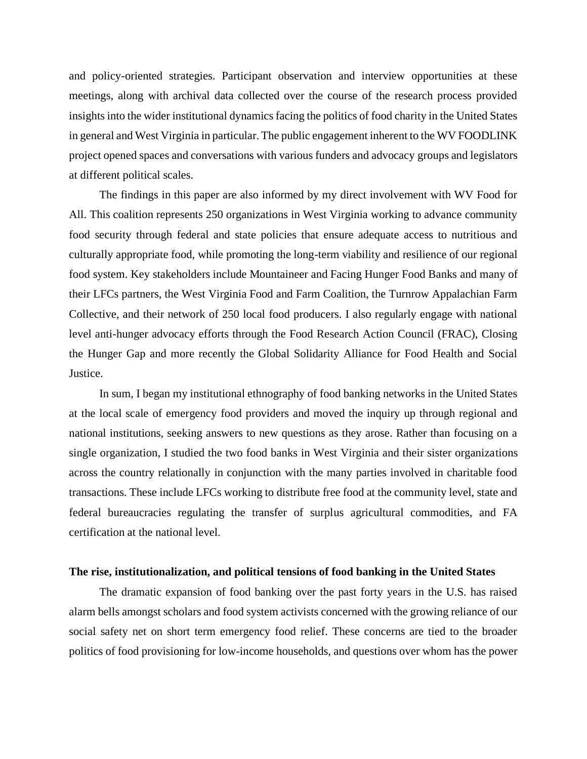and policy-oriented strategies. Participant observation and interview opportunities at these meetings, along with archival data collected over the course of the research process provided insights into the wider institutional dynamics facing the politics of food charity in the United States in general and West Virginia in particular. The public engagement inherent to the WV FOODLINK project opened spaces and conversations with various funders and advocacy groups and legislators at different political scales.

The findings in this paper are also informed by my direct involvement with WV Food for All. This coalition represents 250 organizations in West Virginia working to advance community food security through federal and state policies that ensure adequate access to nutritious and culturally appropriate food, while promoting the long-term viability and resilience of our regional food system. Key stakeholders include Mountaineer and Facing Hunger Food Banks and many of their LFCs partners, the West Virginia Food and Farm Coalition, the Turnrow Appalachian Farm Collective, and their network of 250 local food producers. I also regularly engage with national level anti-hunger advocacy efforts through the Food Research Action Council (FRAC), Closing the Hunger Gap and more recently the Global Solidarity Alliance for Food Health and Social Justice.

In sum, I began my institutional ethnography of food banking networks in the United States at the local scale of emergency food providers and moved the inquiry up through regional and national institutions, seeking answers to new questions as they arose. Rather than focusing on a single organization, I studied the two food banks in West Virginia and their sister organizations across the country relationally in conjunction with the many parties involved in charitable food transactions. These include LFCs working to distribute free food at the community level, state and federal bureaucracies regulating the transfer of surplus agricultural commodities, and FA certification at the national level.

**The rise, institutionalization, and political tensions of food banking in the United States**

The dramatic expansion of food banking over the past forty years in the U.S. has raised alarm bells amongst scholars and food system activists concerned with the growing reliance of our social safety net on short term emergency food relief. These concerns are tied to the broader politics of food provisioning for low-income households, and questions over whom has the power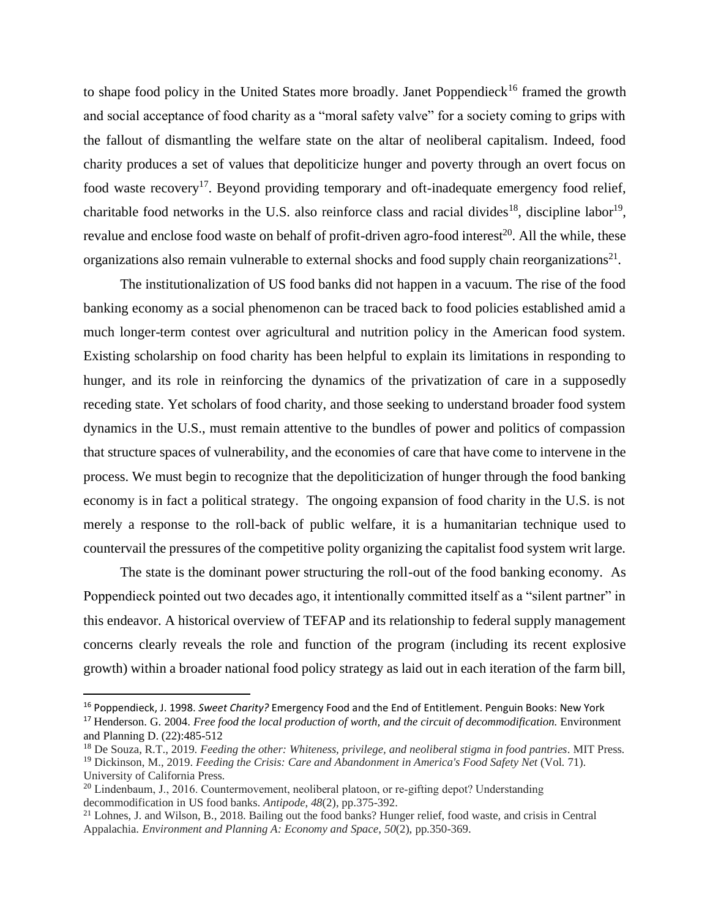to shape food policy in the United States more broadly. Janet Poppendieck[16] framed the growth and social acceptance of food charity as a "moral safety valve" for a society coming to grips with the fallout of dismantling the welfare state on the altar of neoliberal capitalism. Indeed, food charity produces a set of values that depoliticize hunger and poverty through an overt focus on food waste recovery[17]. Beyond providing temporary and oft-inadequate emergency food relief, charitable food networks in the U.S. also reinforce class and racial divides[18], discipline labor[19], revalue and enclose food waste on behalf of profit-driven agro-food interest[20]. All the while, these organizations also remain vulnerable to external shocks and food supply chain reorganizations[21].

The institutionalization of US food banks did not happen in a vacuum. The rise of the food banking economy as a social phenomenon can be traced back to food policies established amid a much longer-term contest over agricultural and nutrition policy in the American food system. Existing scholarship on food charity has been helpful to explain its limitations in responding to hunger, and its role in reinforcing the dynamics of the privatization of care in a supposedly receding state. Yet scholars of food charity, and those seeking to understand broader food system dynamics in the U.S., must remain attentive to the bundles of power and politics of compassion that structure spaces of vulnerability, and the economies of care that have come to intervene in the process. We must begin to recognize that the depoliticization of hunger through the food banking economy is in fact a political strategy. The ongoing expansion of food charity in the U.S. is not merely a response to the roll-back of public welfare, it is a humanitarian technique used to countervail the pressures of the competitive polity organizing the capitalist food system writ large.

The state is the dominant power structuring the roll-out of the food banking economy. As Poppendieck pointed out two decades ago, it intentionally committed itself as a "silent partner" in this endeavor. A historical overview of TEFAP and its relationship to federal supply management concerns clearly reveals the role and function of the program (including its recent explosive growth) within a broader national food policy strategy as laid out in each iteration of the farm bill,

---

[16] Poppendieck, J. 1998. *Sweet Charity?* Emergency Food and the End of Entitlement. Penguin Books: New York

[17] Henderson. G. 2004. *Free food the local production of worth, and the circuit of decommodification.* Environment and Planning D. (22):485-512

[18] De Souza, R.T., 2019. *Feeding the other: Whiteness, privilege, and neoliberal stigma in food pantries*. MIT Press.

[19] Dickinson, M., 2019. *Feeding the Crisis: Care and Abandonment in America's Food Safety Net* (Vol. 71). University of California Press.

[20] Lindenbaum, J., 2016. Countermovement, neoliberal platoon, or re-gifting depot? Understanding decommodification in US food banks. *Antipode*, *48*(2), pp.375-392.

[21] Lohnes, J. and Wilson, B., 2018. Bailing out the food banks? Hunger relief, food waste, and crisis in Central Appalachia. *Environment and Planning A: Economy and Space*, *50*(2), pp.350-369.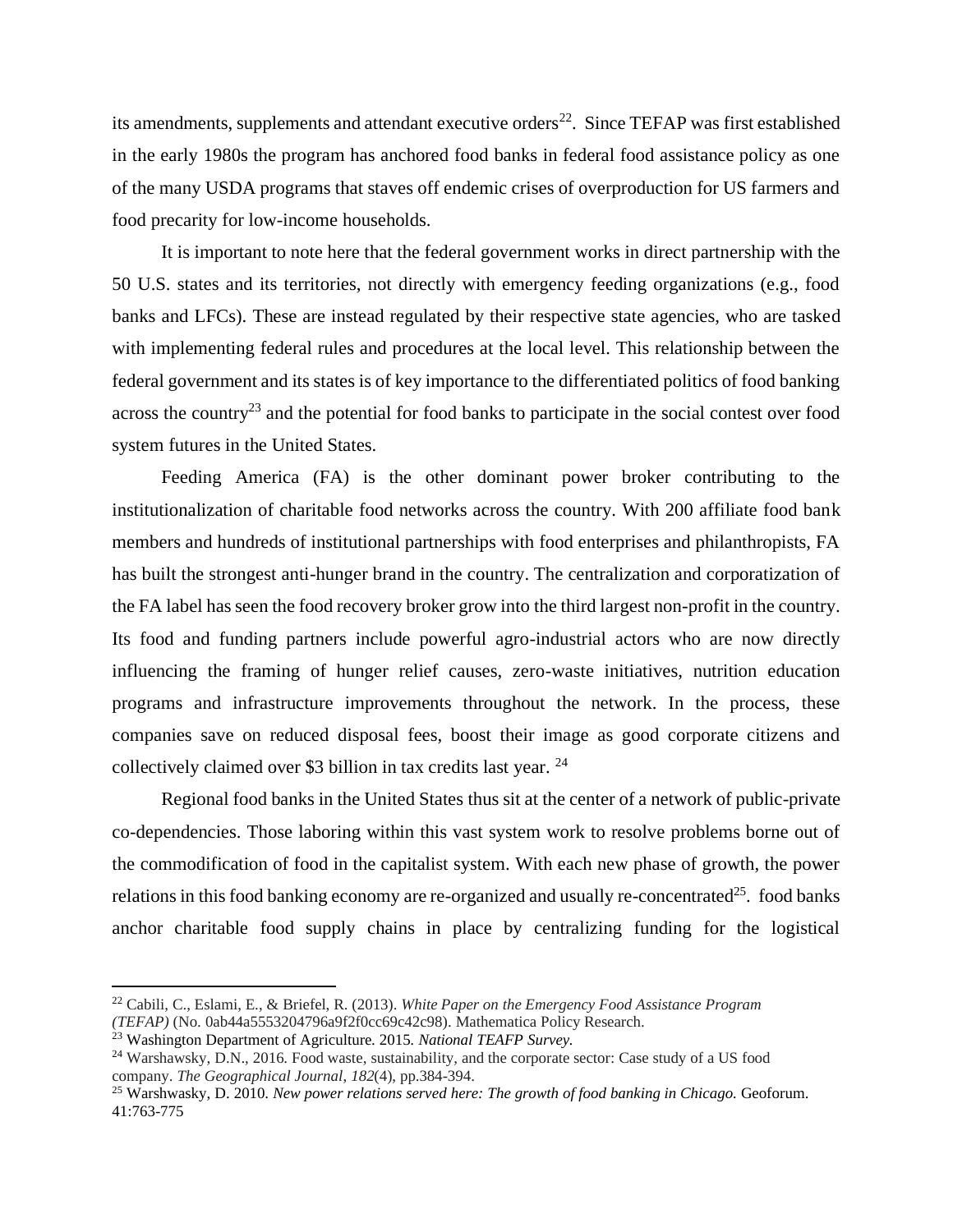its amendments, supplements and attendant executive orders[22]. Since TEFAP was first established in the early 1980s the program has anchored food banks in federal food assistance policy as one of the many USDA programs that staves off endemic crises of overproduction for US farmers and food precarity for low-income households.

It is important to note here that the federal government works in direct partnership with the 50 U.S. states and its territories, not directly with emergency feeding organizations (e.g., food banks and LFCs). These are instead regulated by their respective state agencies, who are tasked with implementing federal rules and procedures at the local level. This relationship between the federal government and its states is of key importance to the differentiated politics of food banking across the country[23] and the potential for food banks to participate in the social contest over food system futures in the United States.

Feeding America (FA) is the other dominant power broker contributing to the institutionalization of charitable food networks across the country. With 200 affiliate food bank members and hundreds of institutional partnerships with food enterprises and philanthropists, FA has built the strongest anti-hunger brand in the country. The centralization and corporatization of the FA label has seen the food recovery broker grow into the third largest non-profit in the country. Its food and funding partners include powerful agro-industrial actors who are now directly influencing the framing of hunger relief causes, zero-waste initiatives, nutrition education programs and infrastructure improvements throughout the network. In the process, these companies save on reduced disposal fees, boost their image as good corporate citizens and collectively claimed over $3 billion in tax credits last year. [24]

Regional food banks in the United States thus sit at the center of a network of public-private co-dependencies. Those laboring within this vast system work to resolve problems borne out of the commodification of food in the capitalist system. With each new phase of growth, the power relations in this food banking economy are re-organized and usually re-concentrated[25]. food banks anchor charitable food supply chains in place by centralizing funding for the logistical

---

[22] Cabili, C., Eslami, E., & Briefel, R. (2013). *White Paper on the Emergency Food Assistance Program (TEFAP)* (No. 0ab44a5553204796a9f2f0cc69c42c98). Mathematica Policy Research.

[23] Washington Department of Agriculture. 2015. *National TEAFP Survey.*

[24] Warshawsky, D.N., 2016. Food waste, sustainability, and the corporate sector: Case study of a US food company. *The Geographical Journal, 182*(4), pp.384-394.

[25] Warshwasky, D. 2010. *New power relations served here: The growth of food banking in Chicago.* Geoforum. 41:763-775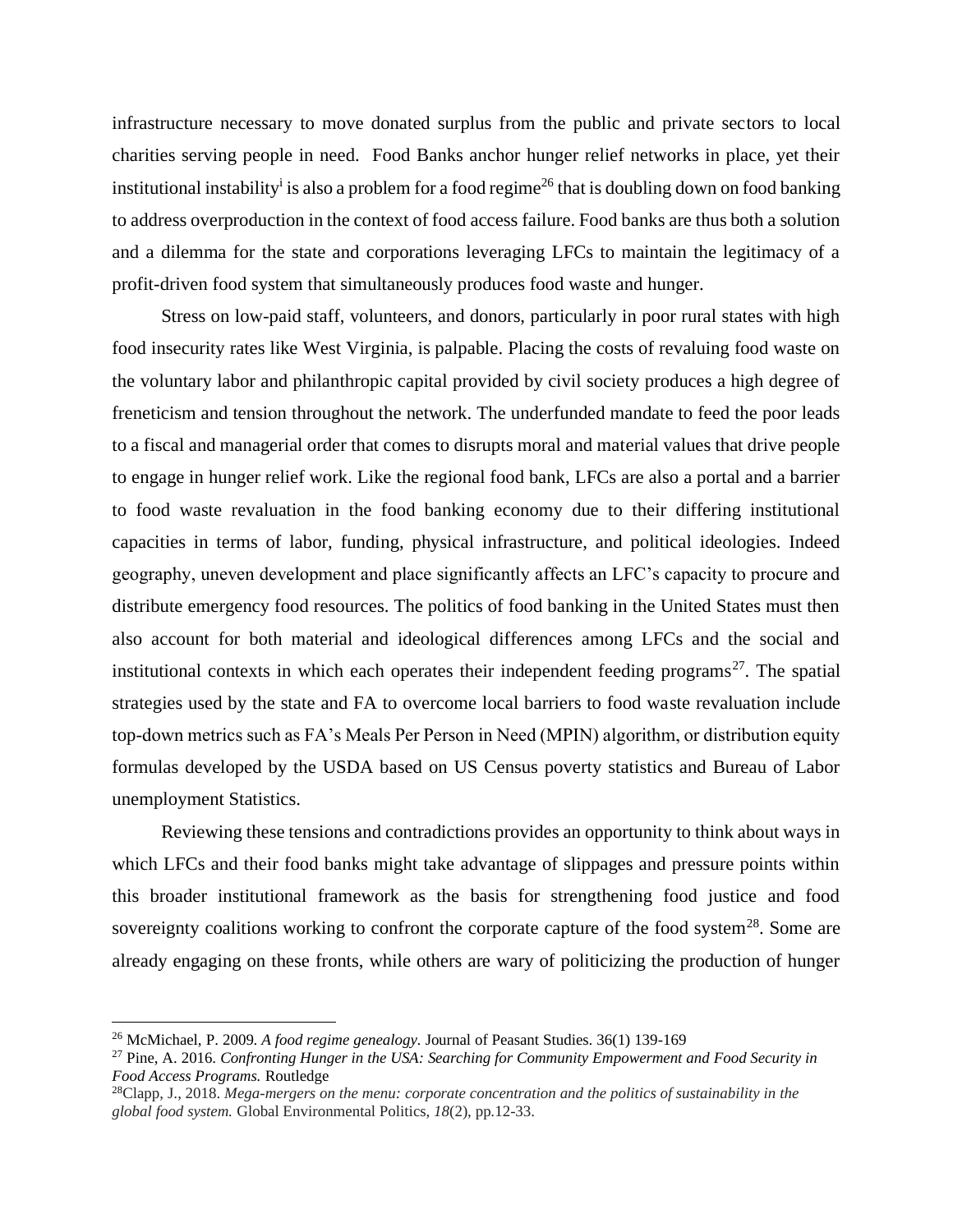infrastructure necessary to move donated surplus from the public and private sectors to local charities serving people in need. Food Banks anchor hunger relief networks in place, yet their institutional instability[i] is also a problem for a food regime[26] that is doubling down on food banking to address overproduction in the context of food access failure. Food banks are thus both a solution and a dilemma for the state and corporations leveraging LFCs to maintain the legitimacy of a profit-driven food system that simultaneously produces food waste and hunger.

Stress on low-paid staff, volunteers, and donors, particularly in poor rural states with high food insecurity rates like West Virginia, is palpable. Placing the costs of revaluing food waste on the voluntary labor and philanthropic capital provided by civil society produces a high degree of freneticism and tension throughout the network. The underfunded mandate to feed the poor leads to a fiscal and managerial order that comes to disrupts moral and material values that drive people to engage in hunger relief work. Like the regional food bank, LFCs are also a portal and a barrier to food waste revaluation in the food banking economy due to their differing institutional capacities in terms of labor, funding, physical infrastructure, and political ideologies. Indeed geography, uneven development and place significantly affects an LFC's capacity to procure and distribute emergency food resources. The politics of food banking in the United States must then also account for both material and ideological differences among LFCs and the social and institutional contexts in which each operates their independent feeding programs[27]. The spatial strategies used by the state and FA to overcome local barriers to food waste revaluation include top-down metrics such as FA's Meals Per Person in Need (MPIN) algorithm, or distribution equity formulas developed by the USDA based on US Census poverty statistics and Bureau of Labor unemployment Statistics.

Reviewing these tensions and contradictions provides an opportunity to think about ways in which LFCs and their food banks might take advantage of slippages and pressure points within this broader institutional framework as the basis for strengthening food justice and food sovereignty coalitions working to confront the corporate capture of the food system[28]. Some are already engaging on these fronts, while others are wary of politicizing the production of hunger

---

[26] McMichael, P. 2009. *A food regime genealogy.* Journal of Peasant Studies. 36(1) 139-169

[27] Pine, A. 2016. *Confronting Hunger in the USA: Searching for Community Empowerment and Food Security in Food Access Programs.* Routledge

[28] Clapp, J., 2018. *Mega-mergers on the menu: corporate concentration and the politics of sustainability in the global food system.* Global Environmental Politics, *18*(2), pp.12-33.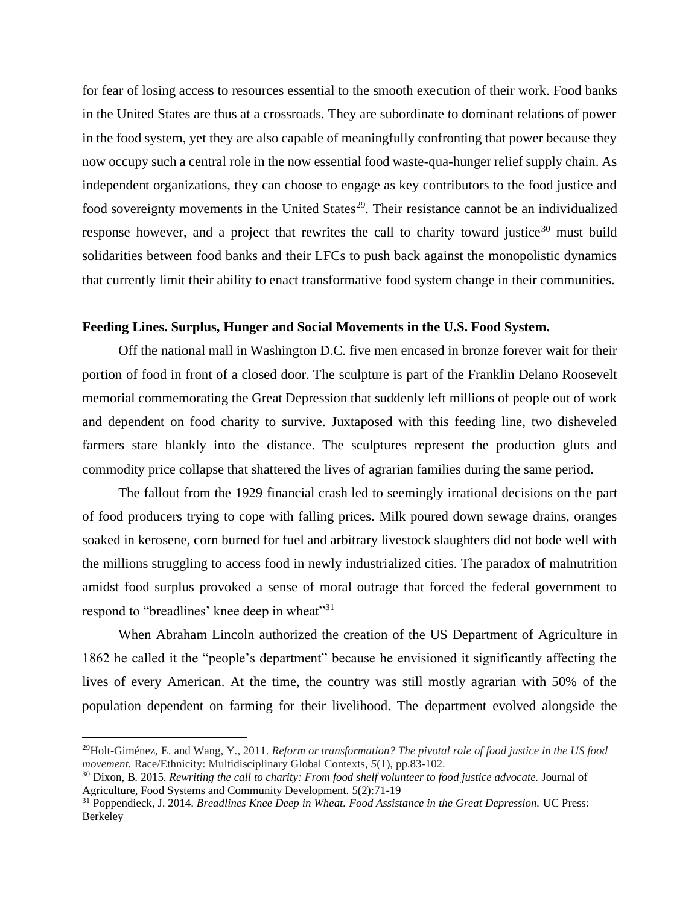for fear of losing access to resources essential to the smooth execution of their work. Food banks in the United States are thus at a crossroads. They are subordinate to dominant relations of power in the food system, yet they are also capable of meaningfully confronting that power because they now occupy such a central role in the now essential food waste-qua-hunger relief supply chain. As independent organizations, they can choose to engage as key contributors to the food justice and food sovereignty movements in the United States[29]. Their resistance cannot be an individualized response however, and a project that rewrites the call to charity toward justice[30] must build solidarities between food banks and their LFCs to push back against the monopolistic dynamics that currently limit their ability to enact transformative food system change in their communities.

**Feeding Lines. Surplus, Hunger and Social Movements in the U.S. Food System.**

Off the national mall in Washington D.C. five men encased in bronze forever wait for their portion of food in front of a closed door. The sculpture is part of the Franklin Delano Roosevelt memorial commemorating the Great Depression that suddenly left millions of people out of work and dependent on food charity to survive. Juxtaposed with this feeding line, two disheveled farmers stare blankly into the distance. The sculptures represent the production gluts and commodity price collapse that shattered the lives of agrarian families during the same period.

The fallout from the 1929 financial crash led to seemingly irrational decisions on the part of food producers trying to cope with falling prices. Milk poured down sewage drains, oranges soaked in kerosene, corn burned for fuel and arbitrary livestock slaughters did not bode well with the millions struggling to access food in newly industrialized cities. The paradox of malnutrition amidst food surplus provoked a sense of moral outrage that forced the federal government to respond to "breadlines' knee deep in wheat"[31]

When Abraham Lincoln authorized the creation of the US Department of Agriculture in 1862 he called it the "people's department" because he envisioned it significantly affecting the lives of every American. At the time, the country was still mostly agrarian with 50% of the population dependent on farming for their livelihood. The department evolved alongside the

---

[29] Holt-Giménez, E. and Wang, Y., 2011. *Reform or transformation? The pivotal role of food justice in the US food movement.* Race/Ethnicity: Multidisciplinary Global Contexts, *5*(1), pp.83-102.

[30] Dixon, B. 2015. *Rewriting the call to charity: From food shelf volunteer to food justice advocate.* Journal of Agriculture, Food Systems and Community Development. 5(2):71-19

[31] Poppendieck, J. 2014. *Breadlines Knee Deep in Wheat. Food Assistance in the Great Depression.* UC Press: Berkeley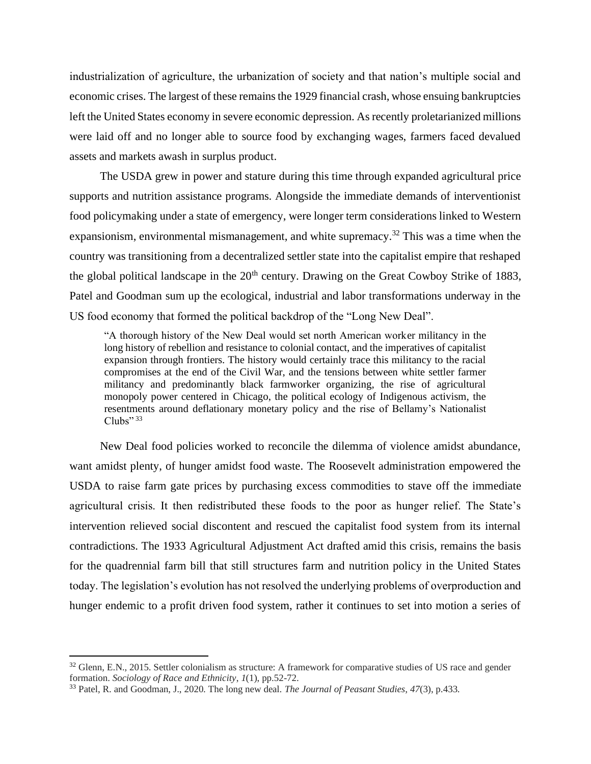industrialization of agriculture, the urbanization of society and that nation's multiple social and economic crises. The largest of these remains the 1929 financial crash, whose ensuing bankruptcies left the United States economy in severe economic depression. As recently proletarianized millions were laid off and no longer able to source food by exchanging wages, farmers faced devalued assets and markets awash in surplus product.

The USDA grew in power and stature during this time through expanded agricultural price supports and nutrition assistance programs. Alongside the immediate demands of interventionist food policymaking under a state of emergency, were longer term considerations linked to Western expansionism, environmental mismanagement, and white supremacy.[32] This was a time when the country was transitioning from a decentralized settler state into the capitalist empire that reshaped the global political landscape in the 20th century. Drawing on the Great Cowboy Strike of 1883, Patel and Goodman sum up the ecological, industrial and labor transformations underway in the US food economy that formed the political backdrop of the "Long New Deal".

> "A thorough history of the New Deal would set north American worker militancy in the long history of rebellion and resistance to colonial contact, and the imperatives of capitalist expansion through frontiers. The history would certainly trace this militancy to the racial compromises at the end of the Civil War, and the tensions between white settler farmer militancy and predominantly black farmworker organizing, the rise of agricultural monopoly power centered in Chicago, the political ecology of Indigenous activism, the resentments around deflationary monetary policy and the rise of Bellamy's Nationalist Clubs" [33]

New Deal food policies worked to reconcile the dilemma of violence amidst abundance, want amidst plenty, of hunger amidst food waste. The Roosevelt administration empowered the USDA to raise farm gate prices by purchasing excess commodities to stave off the immediate agricultural crisis. It then redistributed these foods to the poor as hunger relief. The State's intervention relieved social discontent and rescued the capitalist food system from its internal contradictions. The 1933 Agricultural Adjustment Act drafted amid this crisis, remains the basis for the quadrennial farm bill that still structures farm and nutrition policy in the United States today. The legislation's evolution has not resolved the underlying problems of overproduction and hunger endemic to a profit driven food system, rather it continues to set into motion a series of

---

[32] Glenn, E.N., 2015. Settler colonialism as structure: A framework for comparative studies of US race and gender formation. *Sociology of Race and Ethnicity*, *1*(1), pp.52-72.

[33] Patel, R. and Goodman, J., 2020. The long new deal. *The Journal of Peasant Studies*, *47*(3), p.433.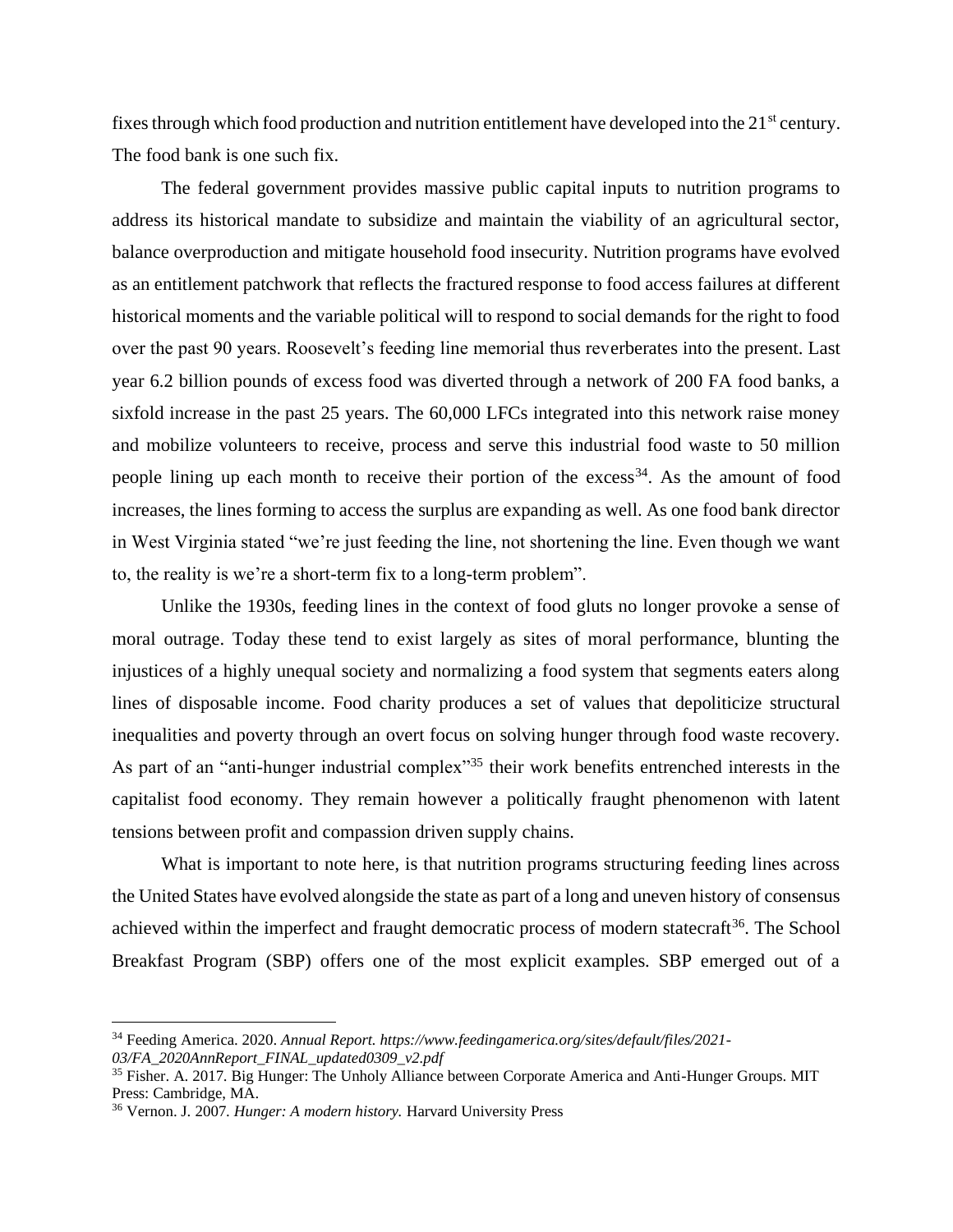fixes through which food production and nutrition entitlement have developed into the 21st century. The food bank is one such fix.

The federal government provides massive public capital inputs to nutrition programs to address its historical mandate to subsidize and maintain the viability of an agricultural sector, balance overproduction and mitigate household food insecurity. Nutrition programs have evolved as an entitlement patchwork that reflects the fractured response to food access failures at different historical moments and the variable political will to respond to social demands for the right to food over the past 90 years. Roosevelt's feeding line memorial thus reverberates into the present. Last year 6.2 billion pounds of excess food was diverted through a network of 200 FA food banks, a sixfold increase in the past 25 years. The 60,000 LFCs integrated into this network raise money and mobilize volunteers to receive, process and serve this industrial food waste to 50 million people lining up each month to receive their portion of the excess[34]. As the amount of food increases, the lines forming to access the surplus are expanding as well. As one food bank director in West Virginia stated "we're just feeding the line, not shortening the line. Even though we want to, the reality is we're a short-term fix to a long-term problem".

Unlike the 1930s, feeding lines in the context of food gluts no longer provoke a sense of moral outrage. Today these tend to exist largely as sites of moral performance, blunting the injustices of a highly unequal society and normalizing a food system that segments eaters along lines of disposable income. Food charity produces a set of values that depoliticize structural inequalities and poverty through an overt focus on solving hunger through food waste recovery. As part of an "anti-hunger industrial complex"[35] their work benefits entrenched interests in the capitalist food economy. They remain however a politically fraught phenomenon with latent tensions between profit and compassion driven supply chains.

What is important to note here, is that nutrition programs structuring feeding lines across the United States have evolved alongside the state as part of a long and uneven history of consensus achieved within the imperfect and fraught democratic process of modern statecraft[36]. The School Breakfast Program (SBP) offers one of the most explicit examples. SBP emerged out of a

---

[34] Feeding America. 2020. *Annual Report. https://www.feedingamerica.org/sites/default/files/2021-03/FA_2020AnnReport_FINAL_updated0309_v2.pdf*

[35] Fisher. A. 2017. Big Hunger: The Unholy Alliance between Corporate America and Anti-Hunger Groups. MIT Press: Cambridge, MA.

[36] Vernon. J. 2007. *Hunger: A modern history.* Harvard University Press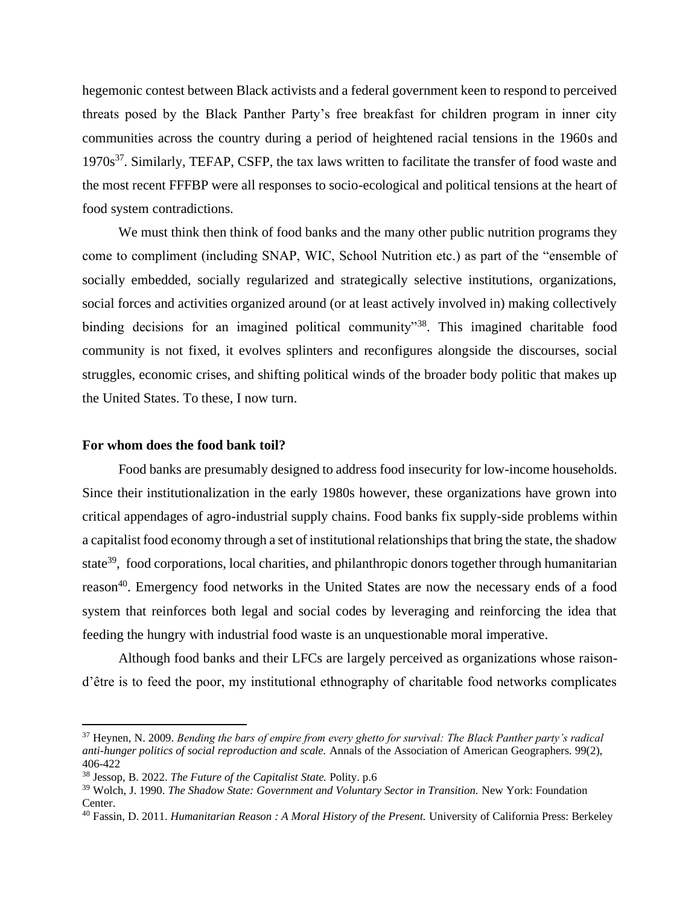hegemonic contest between Black activists and a federal government keen to respond to perceived threats posed by the Black Panther Party's free breakfast for children program in inner city communities across the country during a period of heightened racial tensions in the 1960s and 1970s[37]. Similarly, TEFAP, CSFP, the tax laws written to facilitate the transfer of food waste and the most recent FFFBP were all responses to socio-ecological and political tensions at the heart of food system contradictions.

We must think then think of food banks and the many other public nutrition programs they come to compliment (including SNAP, WIC, School Nutrition etc.) as part of the "ensemble of socially embedded, socially regularized and strategically selective institutions, organizations, social forces and activities organized around (or at least actively involved in) making collectively binding decisions for an imagined political community"[38]. This imagined charitable food community is not fixed, it evolves splinters and reconfigures alongside the discourses, social struggles, economic crises, and shifting political winds of the broader body politic that makes up the United States. To these, I now turn.

**For whom does the food bank toil?**

Food banks are presumably designed to address food insecurity for low-income households. Since their institutionalization in the early 1980s however, these organizations have grown into critical appendages of agro-industrial supply chains. Food banks fix supply-side problems within a capitalist food economy through a set of institutional relationships that bring the state, the shadow state[39], food corporations, local charities, and philanthropic donors together through humanitarian reason[40]. Emergency food networks in the United States are now the necessary ends of a food system that reinforces both legal and social codes by leveraging and reinforcing the idea that feeding the hungry with industrial food waste is an unquestionable moral imperative.

Although food banks and their LFCs are largely perceived as organizations whose raison-d'être is to feed the poor, my institutional ethnography of charitable food networks complicates

---

[37] Heynen, N. 2009. *Bending the bars of empire from every ghetto for survival: The Black Panther party's radical anti-hunger politics of social reproduction and scale.* Annals of the Association of American Geographers. 99(2), 406-422

[38] Jessop, B. 2022. *The Future of the Capitalist State.* Polity. p.6

[39] Wolch, J. 1990. *The Shadow State: Government and Voluntary Sector in Transition.* New York: Foundation Center.

[40] Fassin, D. 2011. *Humanitarian Reason : A Moral History of the Present.* University of California Press: Berkeley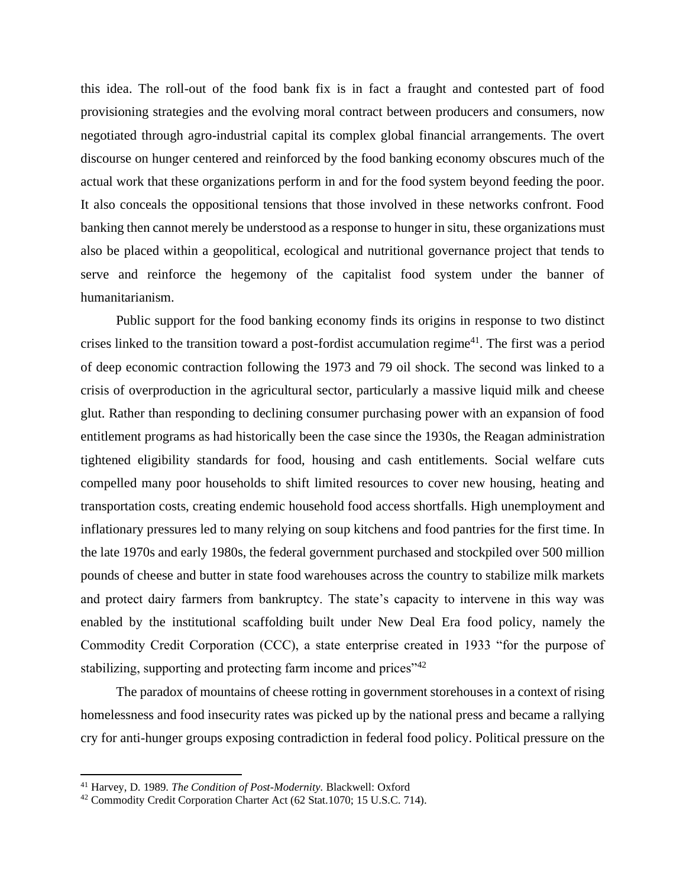this idea. The roll-out of the food bank fix is in fact a fraught and contested part of food provisioning strategies and the evolving moral contract between producers and consumers, now negotiated through agro-industrial capital its complex global financial arrangements. The overt discourse on hunger centered and reinforced by the food banking economy obscures much of the actual work that these organizations perform in and for the food system beyond feeding the poor. It also conceals the oppositional tensions that those involved in these networks confront. Food banking then cannot merely be understood as a response to hunger in situ, these organizations must also be placed within a geopolitical, ecological and nutritional governance project that tends to serve and reinforce the hegemony of the capitalist food system under the banner of humanitarianism.

Public support for the food banking economy finds its origins in response to two distinct crises linked to the transition toward a post-fordist accumulation regime[41]. The first was a period of deep economic contraction following the 1973 and 79 oil shock. The second was linked to a crisis of overproduction in the agricultural sector, particularly a massive liquid milk and cheese glut. Rather than responding to declining consumer purchasing power with an expansion of food entitlement programs as had historically been the case since the 1930s, the Reagan administration tightened eligibility standards for food, housing and cash entitlements. Social welfare cuts compelled many poor households to shift limited resources to cover new housing, heating and transportation costs, creating endemic household food access shortfalls. High unemployment and inflationary pressures led to many relying on soup kitchens and food pantries for the first time. In the late 1970s and early 1980s, the federal government purchased and stockpiled over 500 million pounds of cheese and butter in state food warehouses across the country to stabilize milk markets and protect dairy farmers from bankruptcy. The state's capacity to intervene in this way was enabled by the institutional scaffolding built under New Deal Era food policy, namely the Commodity Credit Corporation (CCC), a state enterprise created in 1933 "for the purpose of stabilizing, supporting and protecting farm income and prices"[42]

The paradox of mountains of cheese rotting in government storehouses in a context of rising homelessness and food insecurity rates was picked up by the national press and became a rallying cry for anti-hunger groups exposing contradiction in federal food policy. Political pressure on the

---

[41] Harvey, D. 1989. *The Condition of Post-Modernity.* Blackwell: Oxford

[42] Commodity Credit Corporation Charter Act (62 Stat.1070; 15 U.S.C. 714).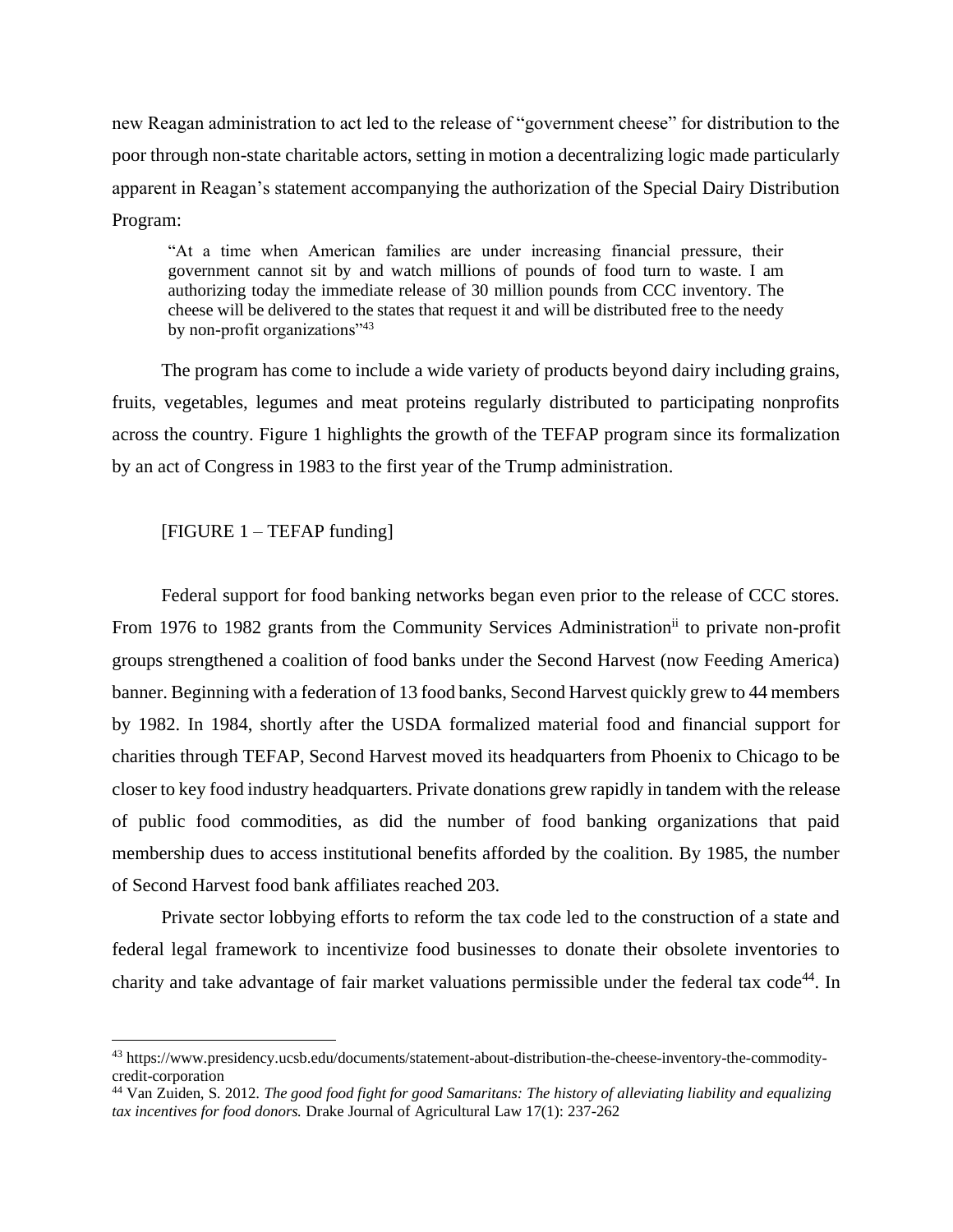new Reagan administration to act led to the release of "government cheese" for distribution to the poor through non-state charitable actors, setting in motion a decentralizing logic made particularly apparent in Reagan's statement accompanying the authorization of the Special Dairy Distribution Program:

> "At a time when American families are under increasing financial pressure, their government cannot sit by and watch millions of pounds of food turn to waste. I am authorizing today the immediate release of 30 million pounds from CCC inventory. The cheese will be delivered to the states that request it and will be distributed free to the needy by non-profit organizations"[43]

The program has come to include a wide variety of products beyond dairy including grains, fruits, vegetables, legumes and meat proteins regularly distributed to participating nonprofits across the country. Figure 1 highlights the growth of the TEFAP program since its formalization by an act of Congress in 1983 to the first year of the Trump administration.

[FIGURE 1 – TEFAP funding]

Federal support for food banking networks began even prior to the release of CCC stores. From 1976 to 1982 grants from the Community Services Administration[ii] to private non-profit groups strengthened a coalition of food banks under the Second Harvest (now Feeding America) banner. Beginning with a federation of 13 food banks, Second Harvest quickly grew to 44 members by 1982. In 1984, shortly after the USDA formalized material food and financial support for charities through TEFAP, Second Harvest moved its headquarters from Phoenix to Chicago to be closer to key food industry headquarters. Private donations grew rapidly in tandem with the release of public food commodities, as did the number of food banking organizations that paid membership dues to access institutional benefits afforded by the coalition. By 1985, the number of Second Harvest food bank affiliates reached 203.

Private sector lobbying efforts to reform the tax code led to the construction of a state and federal legal framework to incentivize food businesses to donate their obsolete inventories to charity and take advantage of fair market valuations permissible under the federal tax code[44]. In

---

[43] https://www.presidency.ucsb.edu/documents/statement-about-distribution-the-cheese-inventory-the-commodity-credit-corporation

[44] Van Zuiden, S. 2012. *The good food fight for good Samaritans: The history of alleviating liability and equalizing tax incentives for food donors.* Drake Journal of Agricultural Law 17(1): 237-262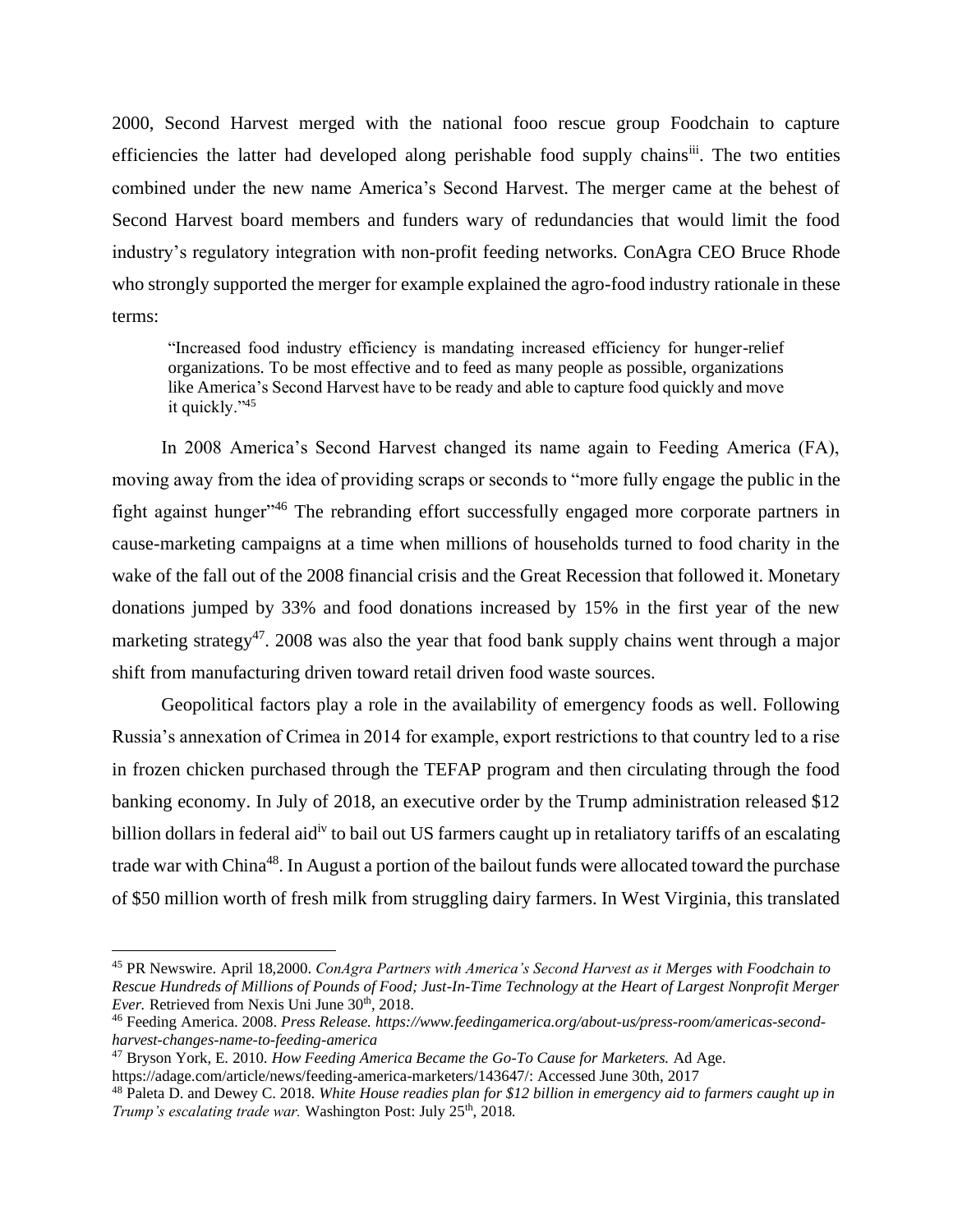2000, Second Harvest merged with the national fooo rescue group Foodchain to capture efficiencies the latter had developed along perishable food supply chains[iii]. The two entities combined under the new name America's Second Harvest. The merger came at the behest of Second Harvest board members and funders wary of redundancies that would limit the food industry's regulatory integration with non-profit feeding networks. ConAgra CEO Bruce Rhode who strongly supported the merger for example explained the agro-food industry rationale in these terms:

> "Increased food industry efficiency is mandating increased efficiency for hunger-relief organizations. To be most effective and to feed as many people as possible, organizations like America's Second Harvest have to be ready and able to capture food quickly and move it quickly."[45]

In 2008 America's Second Harvest changed its name again to Feeding America (FA), moving away from the idea of providing scraps or seconds to "more fully engage the public in the fight against hunger"[46] The rebranding effort successfully engaged more corporate partners in cause-marketing campaigns at a time when millions of households turned to food charity in the wake of the fall out of the 2008 financial crisis and the Great Recession that followed it. Monetary donations jumped by 33% and food donations increased by 15% in the first year of the new marketing strategy[47]. 2008 was also the year that food bank supply chains went through a major shift from manufacturing driven toward retail driven food waste sources.

Geopolitical factors play a role in the availability of emergency foods as well. Following Russia's annexation of Crimea in 2014 for example, export restrictions to that country led to a rise in frozen chicken purchased through the TEFAP program and then circulating through the food banking economy. In July of 2018, an executive order by the Trump administration released $12 billion dollars in federal aid[iv] to bail out US farmers caught up in retaliatory tariffs of an escalating trade war with China[48]. In August a portion of the bailout funds were allocated toward the purchase of $50 million worth of fresh milk from struggling dairy farmers. In West Virginia, this translated

---

[45] PR Newswire. April 18,2000. *ConAgra Partners with America's Second Harvest as it Merges with Foodchain to Rescue Hundreds of Millions of Pounds of Food; Just-In-Time Technology at the Heart of Largest Nonprofit Merger Ever.* Retrieved from Nexis Uni June 30th, 2018.

[46] Feeding America. 2008. *Press Release. https://www.feedingamerica.org/about-us/press-room/americas-second-harvest-changes-name-to-feeding-america*

[47] Bryson York, E. 2010. *How Feeding America Became the Go-To Cause for Marketers.* Ad Age. https://adage.com/article/news/feeding-america-marketers/143647/: Accessed June 30th, 2017

[48] Paleta D. and Dewey C. 2018. *White House readies plan for $12 billion in emergency aid to farmers caught up in Trump's escalating trade war.* Washington Post: July 25th, 2018.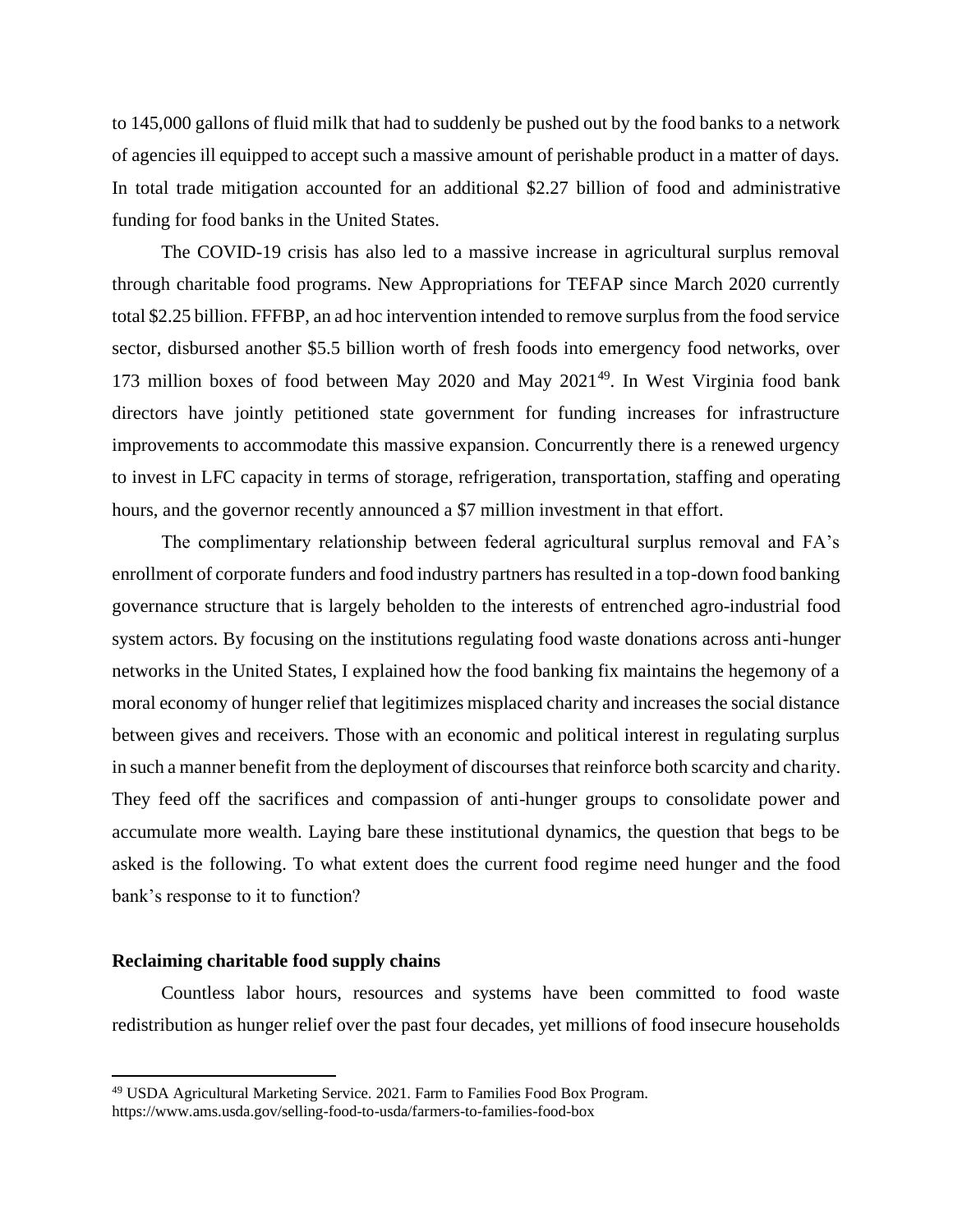to 145,000 gallons of fluid milk that had to suddenly be pushed out by the food banks to a network of agencies ill equipped to accept such a massive amount of perishable product in a matter of days. In total trade mitigation accounted for an additional \$2.27 billion of food and administrative funding for food banks in the United States.

The COVID-19 crisis has also led to a massive increase in agricultural surplus removal through charitable food programs. New Appropriations for TEFAP since March 2020 currently total \$2.25 billion. FFFBP, an ad hoc intervention intended to remove surplus from the food service sector, disbursed another \$5.5 billion worth of fresh foods into emergency food networks, over 173 million boxes of food between May 2020 and May 2021[49]. In West Virginia food bank directors have jointly petitioned state government for funding increases for infrastructure improvements to accommodate this massive expansion. Concurrently there is a renewed urgency to invest in LFC capacity in terms of storage, refrigeration, transportation, staffing and operating hours, and the governor recently announced a \$7 million investment in that effort.

The complimentary relationship between federal agricultural surplus removal and FA's enrollment of corporate funders and food industry partners has resulted in a top-down food banking governance structure that is largely beholden to the interests of entrenched agro-industrial food system actors. By focusing on the institutions regulating food waste donations across anti-hunger networks in the United States, I explained how the food banking fix maintains the hegemony of a moral economy of hunger relief that legitimizes misplaced charity and increases the social distance between gives and receivers. Those with an economic and political interest in regulating surplus in such a manner benefit from the deployment of discourses that reinforce both scarcity and charity. They feed off the sacrifices and compassion of anti-hunger groups to consolidate power and accumulate more wealth. Laying bare these institutional dynamics, the question that begs to be asked is the following. To what extent does the current food regime need hunger and the food bank's response to it to function?

**Reclaiming charitable food supply chains**

Countless labor hours, resources and systems have been committed to food waste redistribution as hunger relief over the past four decades, yet millions of food insecure households

[49] USDA Agricultural Marketing Service. 2021. Farm to Families Food Box Program. https://www.ams.usda.gov/selling-food-to-usda/farmers-to-families-food-box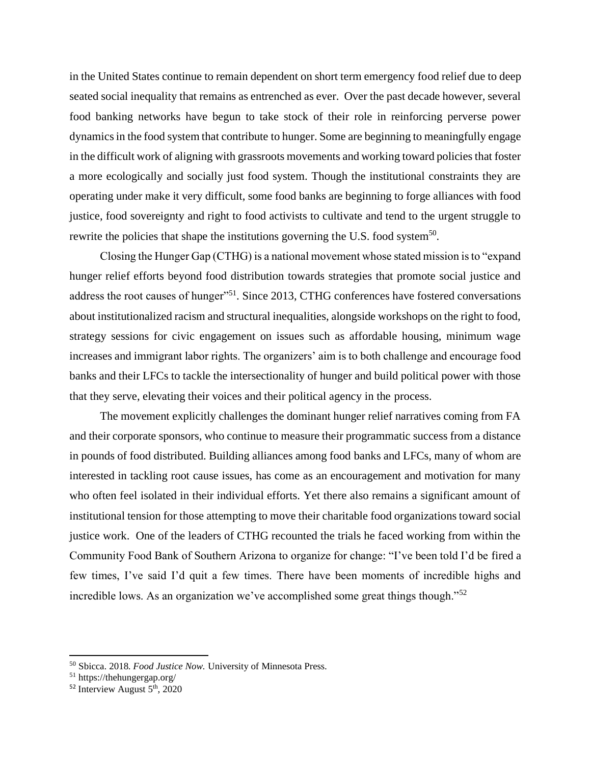in the United States continue to remain dependent on short term emergency food relief due to deep seated social inequality that remains as entrenched as ever. Over the past decade however, several food banking networks have begun to take stock of their role in reinforcing perverse power dynamics in the food system that contribute to hunger. Some are beginning to meaningfully engage in the difficult work of aligning with grassroots movements and working toward policies that foster a more ecologically and socially just food system. Though the institutional constraints they are operating under make it very difficult, some food banks are beginning to forge alliances with food justice, food sovereignty and right to food activists to cultivate and tend to the urgent struggle to rewrite the policies that shape the institutions governing the U.S. food system[50].

Closing the Hunger Gap (CTHG) is a national movement whose stated mission is to "expand hunger relief efforts beyond food distribution towards strategies that promote social justice and address the root causes of hunger"[51]. Since 2013, CTHG conferences have fostered conversations about institutionalized racism and structural inequalities, alongside workshops on the right to food, strategy sessions for civic engagement on issues such as affordable housing, minimum wage increases and immigrant labor rights. The organizers' aim is to both challenge and encourage food banks and their LFCs to tackle the intersectionality of hunger and build political power with those that they serve, elevating their voices and their political agency in the process.

The movement explicitly challenges the dominant hunger relief narratives coming from FA and their corporate sponsors, who continue to measure their programmatic success from a distance in pounds of food distributed. Building alliances among food banks and LFCs, many of whom are interested in tackling root cause issues, has come as an encouragement and motivation for many who often feel isolated in their individual efforts. Yet there also remains a significant amount of institutional tension for those attempting to move their charitable food organizations toward social justice work. One of the leaders of CTHG recounted the trials he faced working from within the Community Food Bank of Southern Arizona to organize for change: "I've been told I'd be fired a few times, I've said I'd quit a few times. There have been moments of incredible highs and incredible lows. As an organization we've accomplished some great things though."[52]

---

[50] Sbicca. 2018. *Food Justice Now.* University of Minnesota Press.

[51] https://thehungergap.org/

[52] Interview August 5th, 2020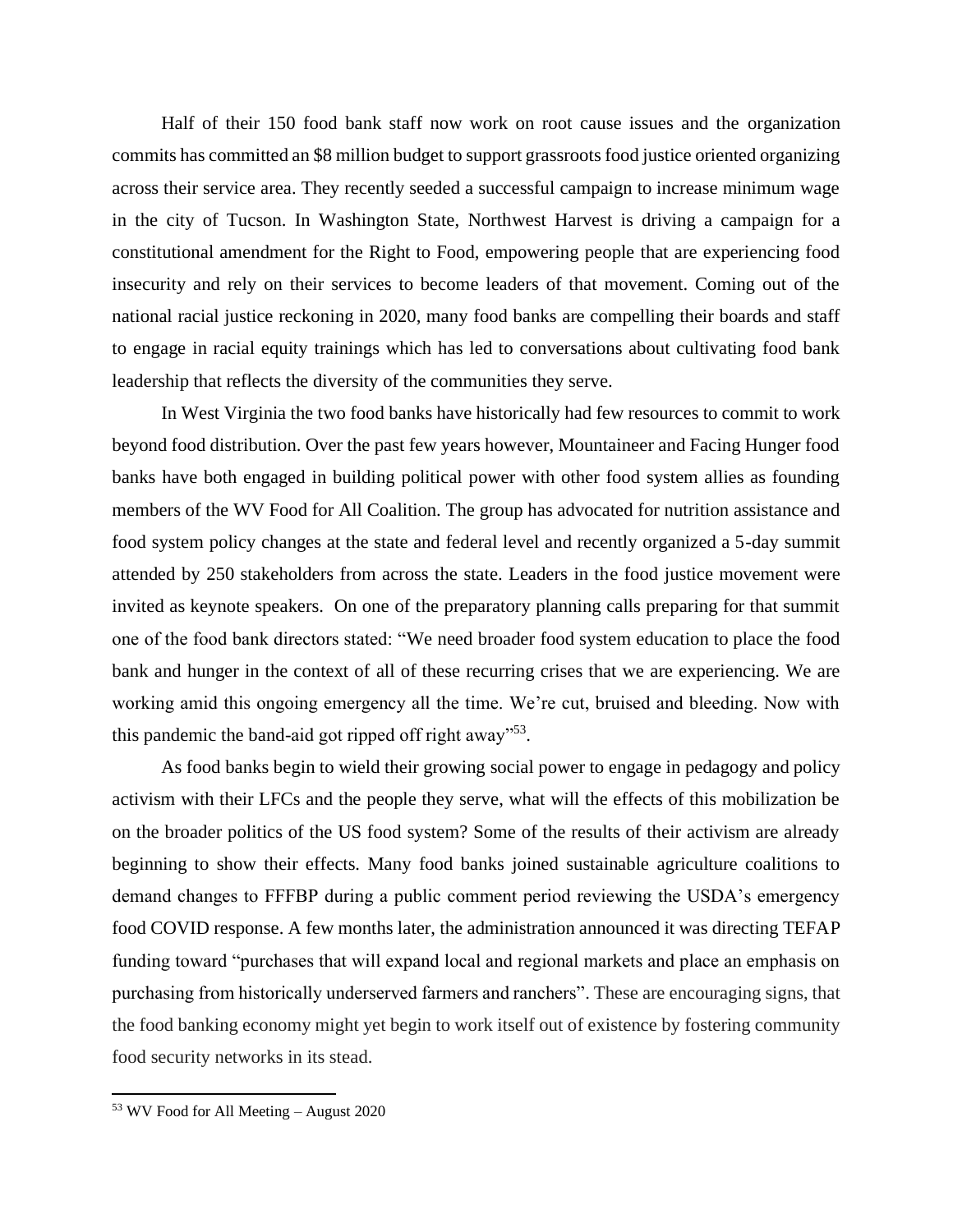Half of their 150 food bank staff now work on root cause issues and the organization commits has committed an $8 million budget to support grassroots food justice oriented organizing across their service area. They recently seeded a successful campaign to increase minimum wage in the city of Tucson. In Washington State, Northwest Harvest is driving a campaign for a constitutional amendment for the Right to Food, empowering people that are experiencing food insecurity and rely on their services to become leaders of that movement. Coming out of the national racial justice reckoning in 2020, many food banks are compelling their boards and staff to engage in racial equity trainings which has led to conversations about cultivating food bank leadership that reflects the diversity of the communities they serve.

In West Virginia the two food banks have historically had few resources to commit to work beyond food distribution. Over the past few years however, Mountaineer and Facing Hunger food banks have both engaged in building political power with other food system allies as founding members of the WV Food for All Coalition. The group has advocated for nutrition assistance and food system policy changes at the state and federal level and recently organized a 5-day summit attended by 250 stakeholders from across the state. Leaders in the food justice movement were invited as keynote speakers. On one of the preparatory planning calls preparing for that summit one of the food bank directors stated: "We need broader food system education to place the food bank and hunger in the context of all of these recurring crises that we are experiencing. We are working amid this ongoing emergency all the time. We're cut, bruised and bleeding. Now with this pandemic the band-aid got ripped off right away"[53].

As food banks begin to wield their growing social power to engage in pedagogy and policy activism with their LFCs and the people they serve, what will the effects of this mobilization be on the broader politics of the US food system? Some of the results of their activism are already beginning to show their effects. Many food banks joined sustainable agriculture coalitions to demand changes to FFFBP during a public comment period reviewing the USDA's emergency food COVID response. A few months later, the administration announced it was directing TEFAP funding toward "purchases that will expand local and regional markets and place an emphasis on purchasing from historically underserved farmers and ranchers". These are encouraging signs, that the food banking economy might yet begin to work itself out of existence by fostering community food security networks in its stead.

---

[53] WV Food for All Meeting – August 2020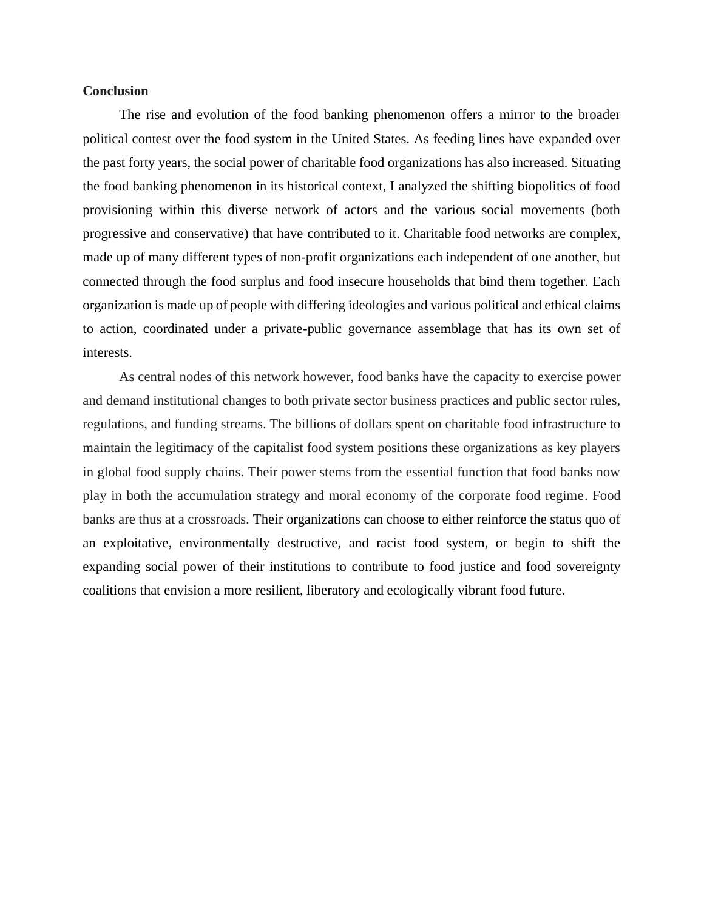## Conclusion

The rise and evolution of the food banking phenomenon offers a mirror to the broader political contest over the food system in the United States. As feeding lines have expanded over the past forty years, the social power of charitable food organizations has also increased. Situating the food banking phenomenon in its historical context, I analyzed the shifting biopolitics of food provisioning within this diverse network of actors and the various social movements (both progressive and conservative) that have contributed to it. Charitable food networks are complex, made up of many different types of non-profit organizations each independent of one another, but connected through the food surplus and food insecure households that bind them together. Each organization is made up of people with differing ideologies and various political and ethical claims to action, coordinated under a private-public governance assemblage that has its own set of interests.

As central nodes of this network however, food banks have the capacity to exercise power and demand institutional changes to both private sector business practices and public sector rules, regulations, and funding streams. The billions of dollars spent on charitable food infrastructure to maintain the legitimacy of the capitalist food system positions these organizations as key players in global food supply chains. Their power stems from the essential function that food banks now play in both the accumulation strategy and moral economy of the corporate food regime. Food banks are thus at a crossroads. Their organizations can choose to either reinforce the status quo of an exploitative, environmentally destructive, and racist food system, or begin to shift the expanding social power of their institutions to contribute to food justice and food sovereignty coalitions that envision a more resilient, liberatory and ecologically vibrant food future.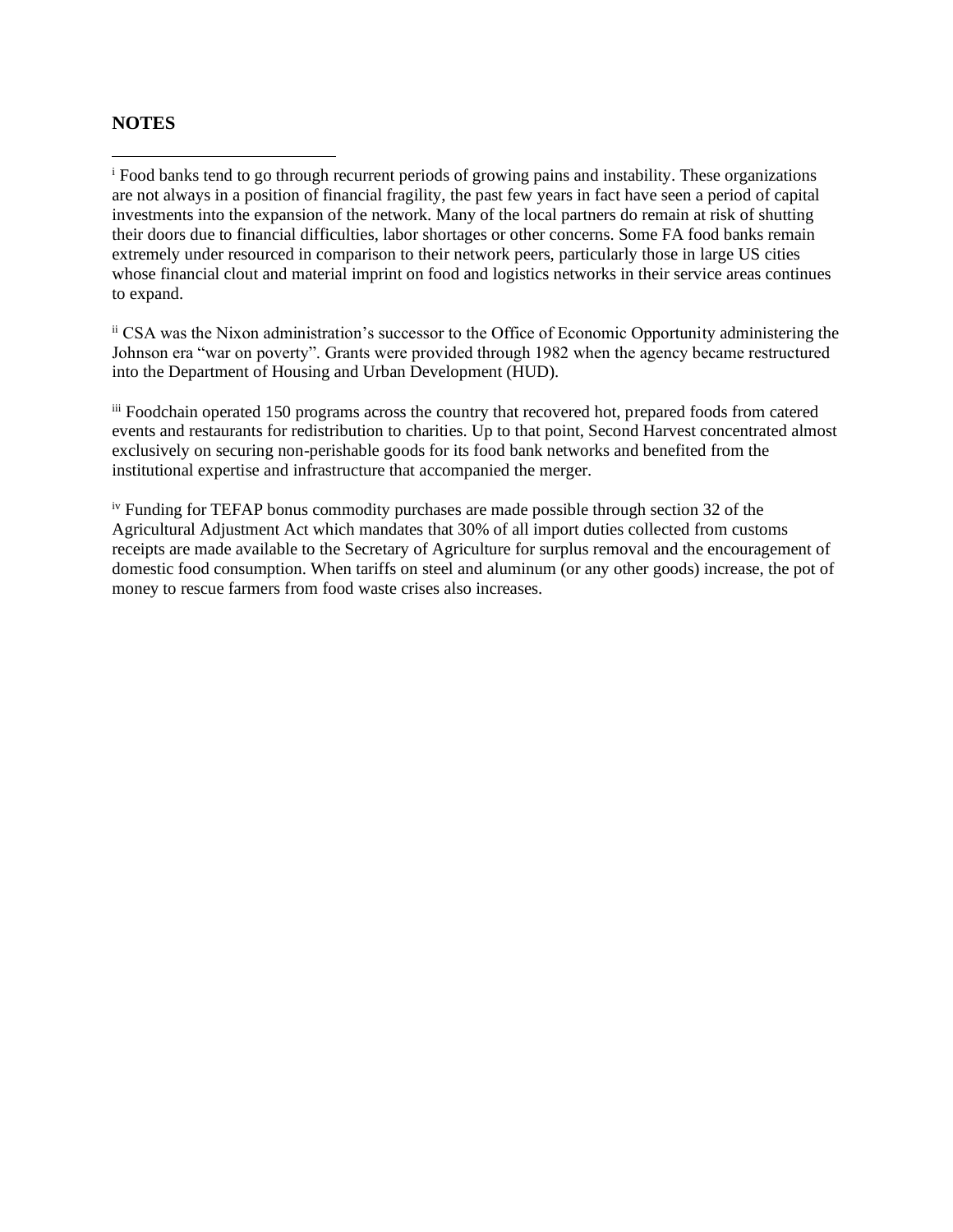## NOTES

[i] Food banks tend to go through recurrent periods of growing pains and instability. These organizations are not always in a position of financial fragility, the past few years in fact have seen a period of capital investments into the expansion of the network. Many of the local partners do remain at risk of shutting their doors due to financial difficulties, labor shortages or other concerns. Some FA food banks remain extremely under resourced in comparison to their network peers, particularly those in large US cities whose financial clout and material imprint on food and logistics networks in their service areas continues to expand.

[ii] CSA was the Nixon administration's successor to the Office of Economic Opportunity administering the Johnson era "war on poverty". Grants were provided through 1982 when the agency became restructured into the Department of Housing and Urban Development (HUD).

[iii] Foodchain operated 150 programs across the country that recovered hot, prepared foods from catered events and restaurants for redistribution to charities. Up to that point, Second Harvest concentrated almost exclusively on securing non-perishable goods for its food bank networks and benefited from the institutional expertise and infrastructure that accompanied the merger.

[iv] Funding for TEFAP bonus commodity purchases are made possible through section 32 of the Agricultural Adjustment Act which mandates that 30% of all import duties collected from customs receipts are made available to the Secretary of Agriculture for surplus removal and the encouragement of domestic food consumption. When tariffs on steel and aluminum (or any other goods) increase, the pot of money to rescue farmers from food waste crises also increases.